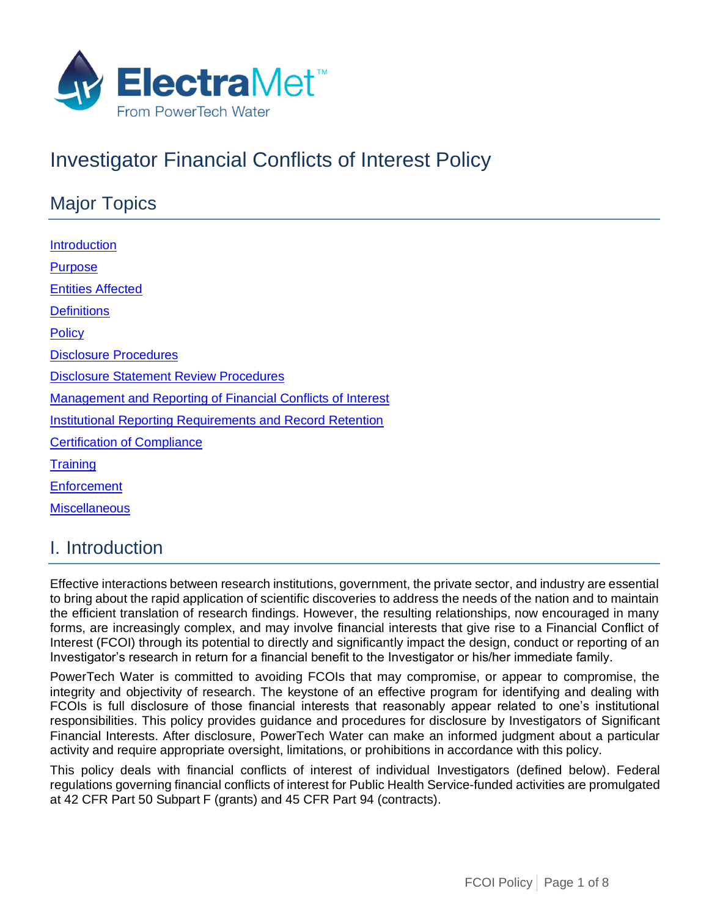ElectraMet™

From PowerTech Water

# Investigator Financial Conflicts of Interest Policy

## Major Topics

[Introduction](#)

[Purpose](#)

[Entities Affected](#)

[Definitions](#)

[Policy](#)

[Disclosure Procedures](#)

[Disclosure Statement Review Procedures](#)

[Management and Reporting of Financial Conflicts of Interest](#)

[Institutional Reporting Requirements and Record Retention](#)

[Certification of Compliance](#)

[Training](#)

[Enforcement](#)

[Miscellaneous](#)

## I. Introduction

Effective interactions between research institutions, government, the private sector, and industry are essential to bring about the rapid application of scientific discoveries to address the needs of the nation and to maintain the efficient translation of research findings. However, the resulting relationships, now encouraged in many forms, are increasingly complex, and may involve financial interests that give rise to a Financial Conflict of Interest (FCOI) through its potential to directly and significantly impact the design, conduct or reporting of an Investigator's research in return for a financial benefit to the Investigator or his/her immediate family.

PowerTech Water is committed to avoiding FCOIs that may compromise, or appear to compromise, the integrity and objectivity of research. The keystone of an effective program for identifying and dealing with FCOIs is full disclosure of those financial interests that reasonably appear related to one's institutional responsibilities. This policy provides guidance and procedures for disclosure by Investigators of Significant Financial Interests. After disclosure, PowerTech Water can make an informed judgment about a particular activity and require appropriate oversight, limitations, or prohibitions in accordance with this policy.

This policy deals with financial conflicts of interest of individual Investigators (defined below). Federal regulations governing financial conflicts of interest for Public Health Service-funded activities are promulgated at 42 CFR Part 50 Subpart F (grants) and 45 CFR Part 94 (contracts).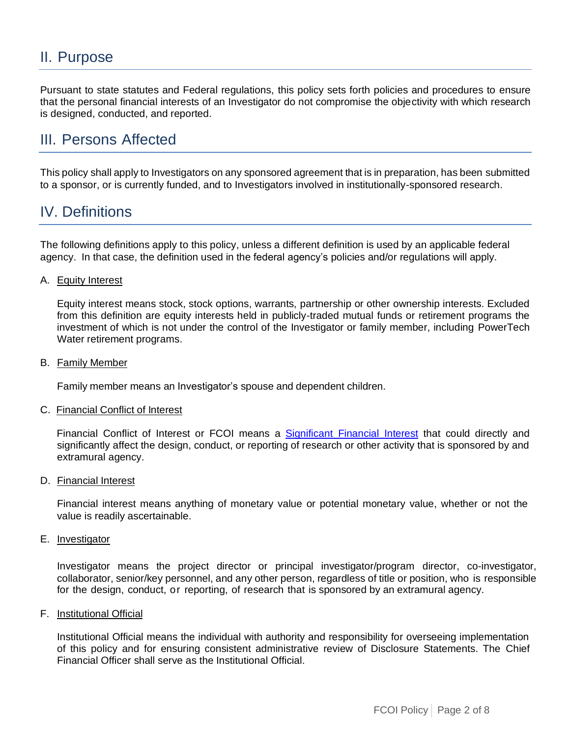## II. Purpose

Pursuant to state statutes and Federal regulations, this policy sets forth policies and procedures to ensure that the personal financial interests of an Investigator do not compromise the objectivity with which research is designed, conducted, and reported.

## III. Persons Affected

This policy shall apply to Investigators on any sponsored agreement that is in preparation, has been submitted to a sponsor, or is currently funded, and to Investigators involved in institutionally-sponsored research.

## IV. Definitions

The following definitions apply to this policy, unless a different definition is used by an applicable federal agency. In that case, the definition used in the federal agency's policies and/or regulations will apply.

A. Equity Interest

Equity interest means stock, stock options, warrants, partnership or other ownership interests. Excluded from this definition are equity interests held in publicly-traded mutual funds or retirement programs the investment of which is not under the control of the Investigator or family member, including PowerTech Water retirement programs.

B. Family Member

Family member means an Investigator's spouse and dependent children.

C. Financial Conflict of Interest

Financial Conflict of Interest or FCOI means a Significant Financial Interest that could directly and significantly affect the design, conduct, or reporting of research or other activity that is sponsored by and extramural agency.

D. Financial Interest

Financial interest means anything of monetary value or potential monetary value, whether or not the value is readily ascertainable.

E. Investigator

Investigator means the project director or principal investigator/program director, co-investigator, collaborator, senior/key personnel, and any other person, regardless of title or position, who is responsible for the design, conduct, or reporting, of research that is sponsored by an extramural agency.

F. Institutional Official

Institutional Official means the individual with authority and responsibility for overseeing implementation of this policy and for ensuring consistent administrative review of Disclosure Statements. The Chief Financial Officer shall serve as the Institutional Official.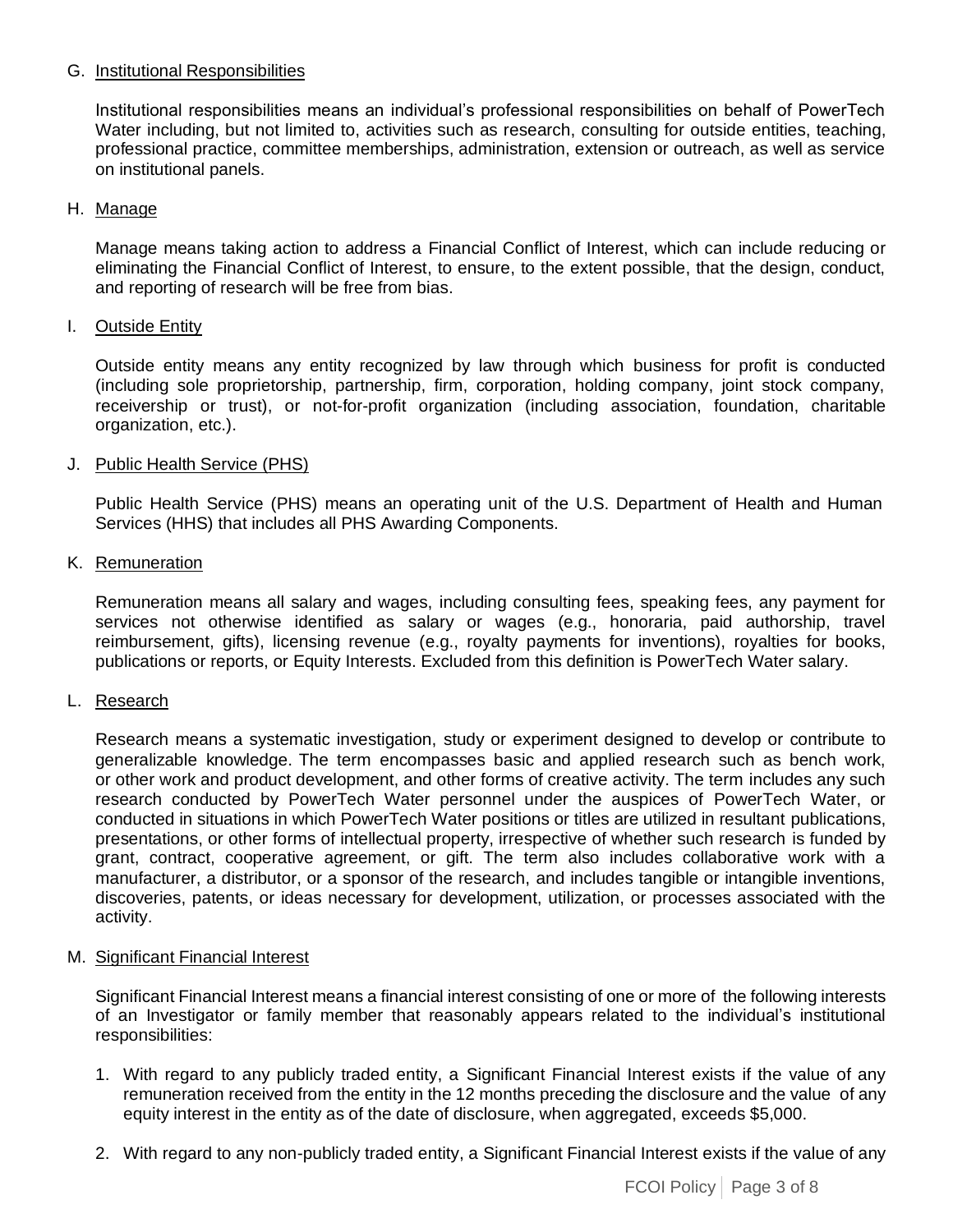G. Institutional Responsibilities

Institutional responsibilities means an individual's professional responsibilities on behalf of PowerTech Water including, but not limited to, activities such as research, consulting for outside entities, teaching, professional practice, committee memberships, administration, extension or outreach, as well as service on institutional panels.

H. Manage

Manage means taking action to address a Financial Conflict of Interest, which can include reducing or eliminating the Financial Conflict of Interest, to ensure, to the extent possible, that the design, conduct, and reporting of research will be free from bias.

I. Outside Entity

Outside entity means any entity recognized by law through which business for profit is conducted (including sole proprietorship, partnership, firm, corporation, holding company, joint stock company, receivership or trust), or not-for-profit organization (including association, foundation, charitable organization, etc.).

J. Public Health Service (PHS)

Public Health Service (PHS) means an operating unit of the U.S. Department of Health and Human Services (HHS) that includes all PHS Awarding Components.

K. Remuneration

Remuneration means all salary and wages, including consulting fees, speaking fees, any payment for services not otherwise identified as salary or wages (e.g., honoraria, paid authorship, travel reimbursement, gifts), licensing revenue (e.g., royalty payments for inventions), royalties for books, publications or reports, or Equity Interests. Excluded from this definition is PowerTech Water salary.

L. Research

Research means a systematic investigation, study or experiment designed to develop or contribute to generalizable knowledge. The term encompasses basic and applied research such as bench work, or other work and product development, and other forms of creative activity. The term includes any such research conducted by PowerTech Water personnel under the auspices of PowerTech Water, or conducted in situations in which PowerTech Water positions or titles are utilized in resultant publications, presentations, or other forms of intellectual property, irrespective of whether such research is funded by grant, contract, cooperative agreement, or gift. The term also includes collaborative work with a manufacturer, a distributor, or a sponsor of the research, and includes tangible or intangible inventions, discoveries, patents, or ideas necessary for development, utilization, or processes associated with the activity.

M. Significant Financial Interest

Significant Financial Interest means a financial interest consisting of one or more of the following interests of an Investigator or family member that reasonably appears related to the individual's institutional responsibilities:

1. With regard to any publicly traded entity, a Significant Financial Interest exists if the value of any remuneration received from the entity in the 12 months preceding the disclosure and the value of any equity interest in the entity as of the date of disclosure, when aggregated, exceeds $5,000.

2. With regard to any non-publicly traded entity, a Significant Financial Interest exists if the value of any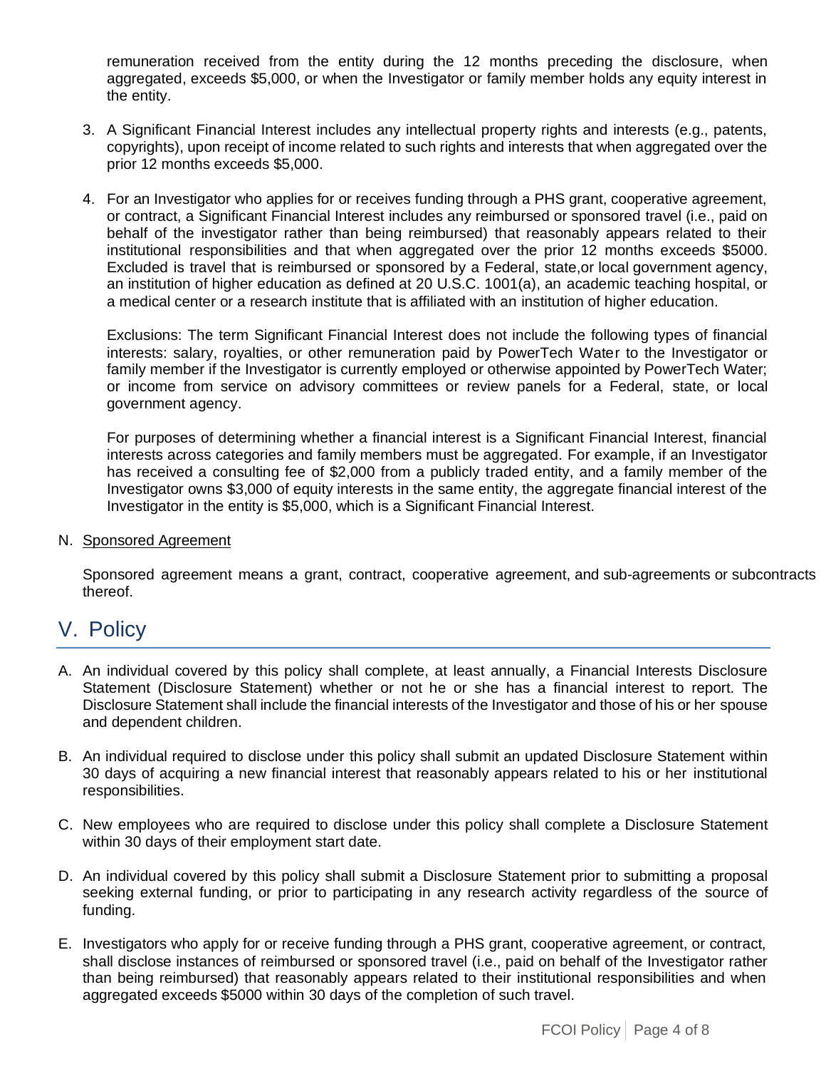remuneration received from the entity during the 12 months preceding the disclosure, when aggregated, exceeds $5,000, or when the Investigator or family member holds any equity interest in the entity.

3. A Significant Financial Interest includes any intellectual property rights and interests (e.g., patents, copyrights), upon receipt of income related to such rights and interests that when aggregated over the prior 12 months exceeds $5,000.

4. For an Investigator who applies for or receives funding through a PHS grant, cooperative agreement, or contract, a Significant Financial Interest includes any reimbursed or sponsored travel (i.e., paid on behalf of the investigator rather than being reimbursed) that reasonably appears related to their institutional responsibilities and that when aggregated over the prior 12 months exceeds $5000. Excluded is travel that is reimbursed or sponsored by a Federal, state,or local government agency, an institution of higher education as defined at 20 U.S.C. 1001(a), an academic teaching hospital, or a medical center or a research institute that is affiliated with an institution of higher education.

   Exclusions: The term Significant Financial Interest does not include the following types of financial interests: salary, royalties, or other remuneration paid by PowerTech Water to the Investigator or family member if the Investigator is currently employed or otherwise appointed by PowerTech Water; or income from service on advisory committees or review panels for a Federal, state, or local government agency.

   For purposes of determining whether a financial interest is a Significant Financial Interest, financial interests across categories and family members must be aggregated. For example, if an Investigator has received a consulting fee of $2,000 from a publicly traded entity, and a family member of the Investigator owns $3,000 of equity interests in the same entity, the aggregate financial interest of the Investigator in the entity is $5,000, which is a Significant Financial Interest.

N. Sponsored Agreement

   Sponsored agreement means a grant, contract, cooperative agreement, and sub-agreements or subcontracts thereof.

# V. Policy

A. An individual covered by this policy shall complete, at least annually, a Financial Interests Disclosure Statement (Disclosure Statement) whether or not he or she has a financial interest to report. The Disclosure Statement shall include the financial interests of the Investigator and those of his or her spouse and dependent children.

B. An individual required to disclose under this policy shall submit an updated Disclosure Statement within 30 days of acquiring a new financial interest that reasonably appears related to his or her institutional responsibilities.

C. New employees who are required to disclose under this policy shall complete a Disclosure Statement within 30 days of their employment start date.

D. An individual covered by this policy shall submit a Disclosure Statement prior to submitting a proposal seeking external funding, or prior to participating in any research activity regardless of the source of funding.

E. Investigators who apply for or receive funding through a PHS grant, cooperative agreement, or contract, shall disclose instances of reimbursed or sponsored travel (i.e., paid on behalf of the Investigator rather than being reimbursed) that reasonably appears related to their institutional responsibilities and when aggregated exceeds $5000 within 30 days of the completion of such travel.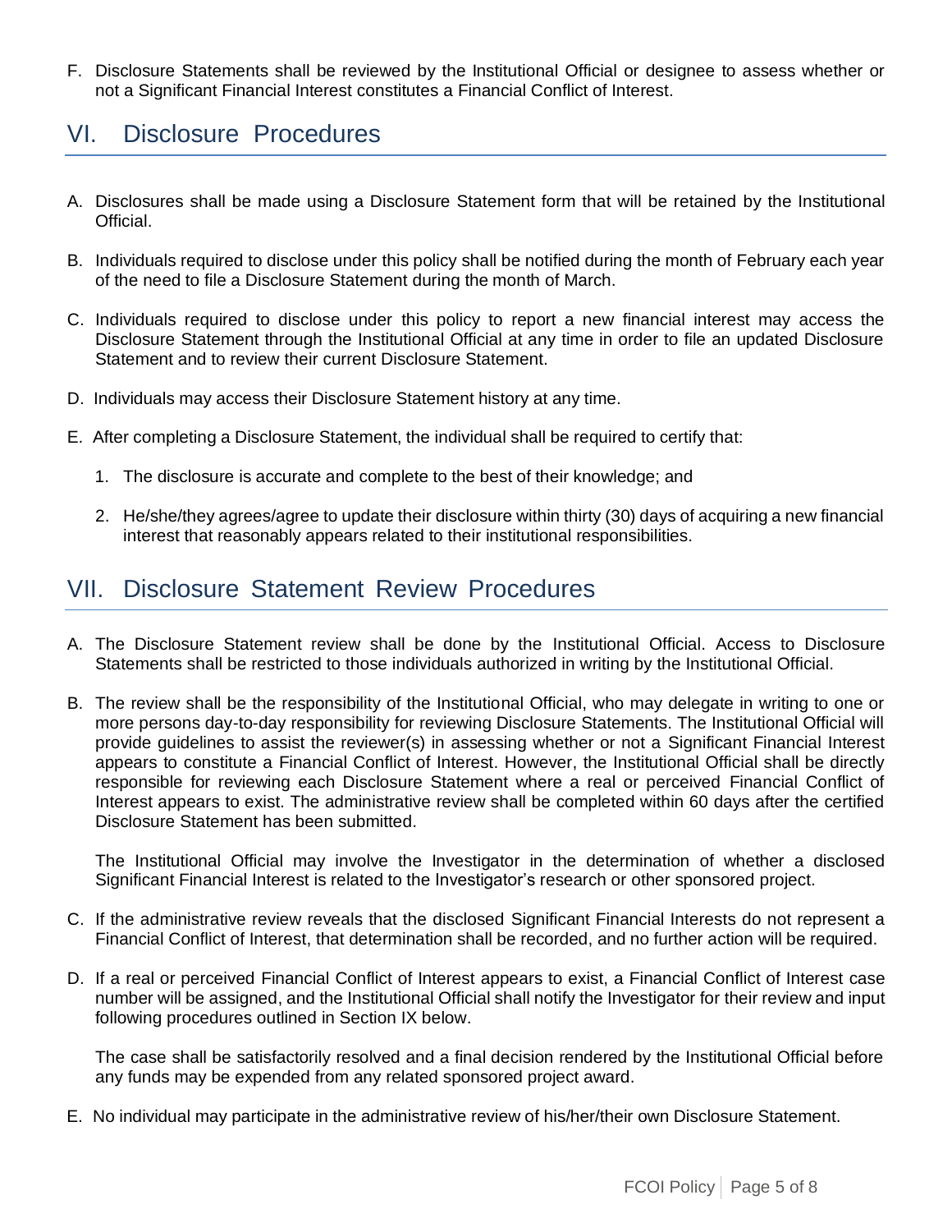F. Disclosure Statements shall be reviewed by the Institutional Official or designee to assess whether or not a Significant Financial Interest constitutes a Financial Conflict of Interest.

## VI. Disclosure Procedures

A. Disclosures shall be made using a Disclosure Statement form that will be retained by the Institutional Official.

B. Individuals required to disclose under this policy shall be notified during the month of February each year of the need to file a Disclosure Statement during the month of March.

C. Individuals required to disclose under this policy to report a new financial interest may access the Disclosure Statement through the Institutional Official at any time in order to file an updated Disclosure Statement and to review their current Disclosure Statement.

D. Individuals may access their Disclosure Statement history at any time.

E. After completing a Disclosure Statement, the individual shall be required to certify that:

1. The disclosure is accurate and complete to the best of their knowledge; and

2. He/she/they agrees/agree to update their disclosure within thirty (30) days of acquiring a new financial interest that reasonably appears related to their institutional responsibilities.

## VII. Disclosure Statement Review Procedures

A. The Disclosure Statement review shall be done by the Institutional Official. Access to Disclosure Statements shall be restricted to those individuals authorized in writing by the Institutional Official.

B. The review shall be the responsibility of the Institutional Official, who may delegate in writing to one or more persons day-to-day responsibility for reviewing Disclosure Statements. The Institutional Official will provide guidelines to assist the reviewer(s) in assessing whether or not a Significant Financial Interest appears to constitute a Financial Conflict of Interest. However, the Institutional Official shall be directly responsible for reviewing each Disclosure Statement where a real or perceived Financial Conflict of Interest appears to exist. The administrative review shall be completed within 60 days after the certified Disclosure Statement has been submitted.

   The Institutional Official may involve the Investigator in the determination of whether a disclosed Significant Financial Interest is related to the Investigator's research or other sponsored project.

C. If the administrative review reveals that the disclosed Significant Financial Interests do not represent a Financial Conflict of Interest, that determination shall be recorded, and no further action will be required.

D. If a real or perceived Financial Conflict of Interest appears to exist, a Financial Conflict of Interest case number will be assigned, and the Institutional Official shall notify the Investigator for their review and input following procedures outlined in Section IX below.

   The case shall be satisfactorily resolved and a final decision rendered by the Institutional Official before any funds may be expended from any related sponsored project award.

E. No individual may participate in the administrative review of his/her/their own Disclosure Statement.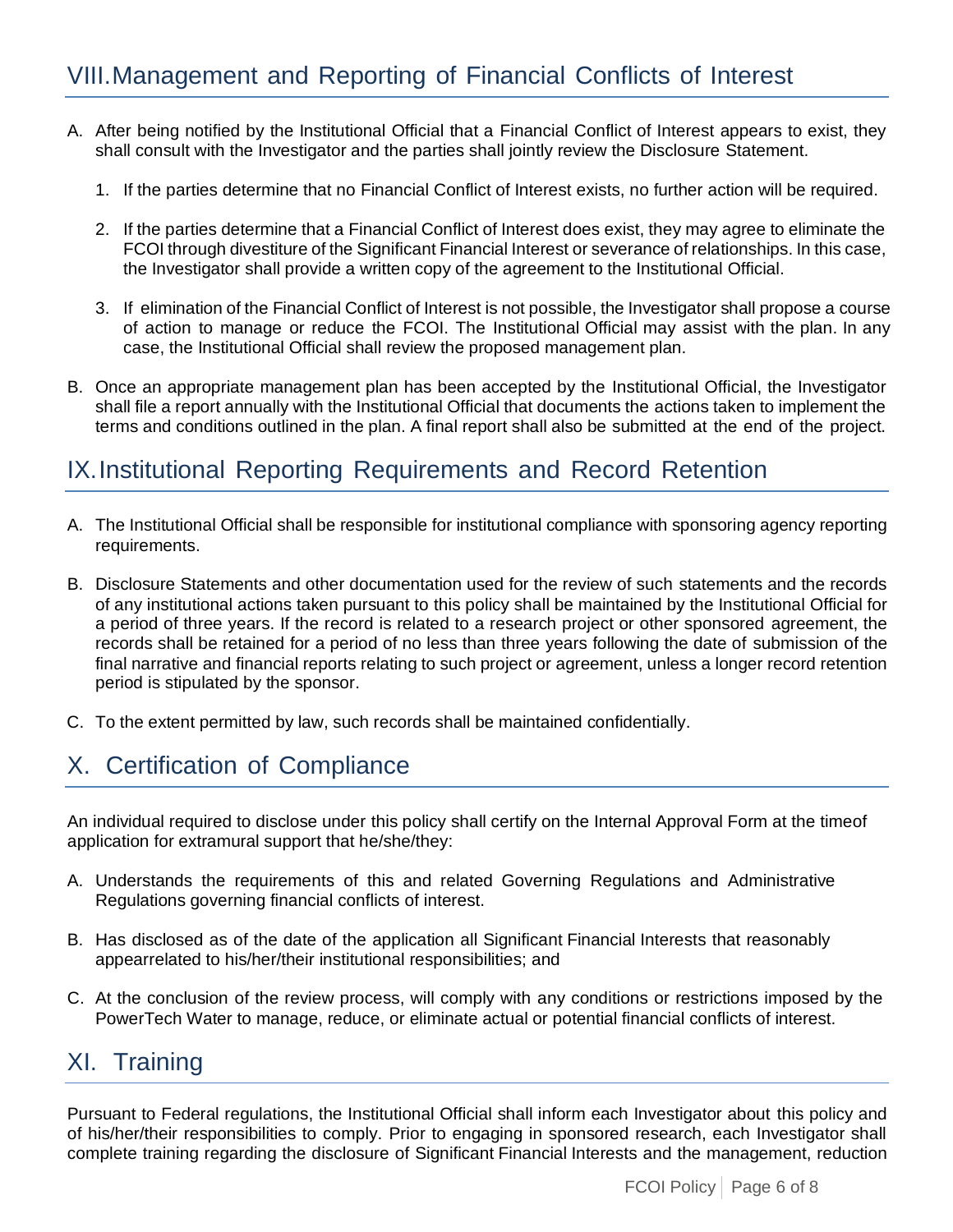## VIII. Management and Reporting of Financial Conflicts of Interest

A. After being notified by the Institutional Official that a Financial Conflict of Interest appears to exist, they shall consult with the Investigator and the parties shall jointly review the Disclosure Statement.

   1. If the parties determine that no Financial Conflict of Interest exists, no further action will be required.

   2. If the parties determine that a Financial Conflict of Interest does exist, they may agree to eliminate the FCOI through divestiture of the Significant Financial Interest or severance of relationships. In this case, the Investigator shall provide a written copy of the agreement to the Institutional Official.

   3. If elimination of the Financial Conflict of Interest is not possible, the Investigator shall propose a course of action to manage or reduce the FCOI. The Institutional Official may assist with the plan. In any case, the Institutional Official shall review the proposed management plan.

B. Once an appropriate management plan has been accepted by the Institutional Official, the Investigator shall file a report annually with the Institutional Official that documents the actions taken to implement the terms and conditions outlined in the plan. A final report shall also be submitted at the end of the project.

## IX. Institutional Reporting Requirements and Record Retention

A. The Institutional Official shall be responsible for institutional compliance with sponsoring agency reporting requirements.

B. Disclosure Statements and other documentation used for the review of such statements and the records of any institutional actions taken pursuant to this policy shall be maintained by the Institutional Official for a period of three years. If the record is related to a research project or other sponsored agreement, the records shall be retained for a period of no less than three years following the date of submission of the final narrative and financial reports relating to such project or agreement, unless a longer record retention period is stipulated by the sponsor.

C. To the extent permitted by law, such records shall be maintained confidentially.

## X. Certification of Compliance

An individual required to disclose under this policy shall certify on the Internal Approval Form at the timeof application for extramural support that he/she/they:

A. Understands the requirements of this and related Governing Regulations and Administrative Regulations governing financial conflicts of interest.

B. Has disclosed as of the date of the application all Significant Financial Interests that reasonably appearrelated to his/her/their institutional responsibilities; and

C. At the conclusion of the review process, will comply with any conditions or restrictions imposed by the PowerTech Water to manage, reduce, or eliminate actual or potential financial conflicts of interest.

## XI. Training

Pursuant to Federal regulations, the Institutional Official shall inform each Investigator about this policy and of his/her/their responsibilities to comply. Prior to engaging in sponsored research, each Investigator shall complete training regarding the disclosure of Significant Financial Interests and the management, reduction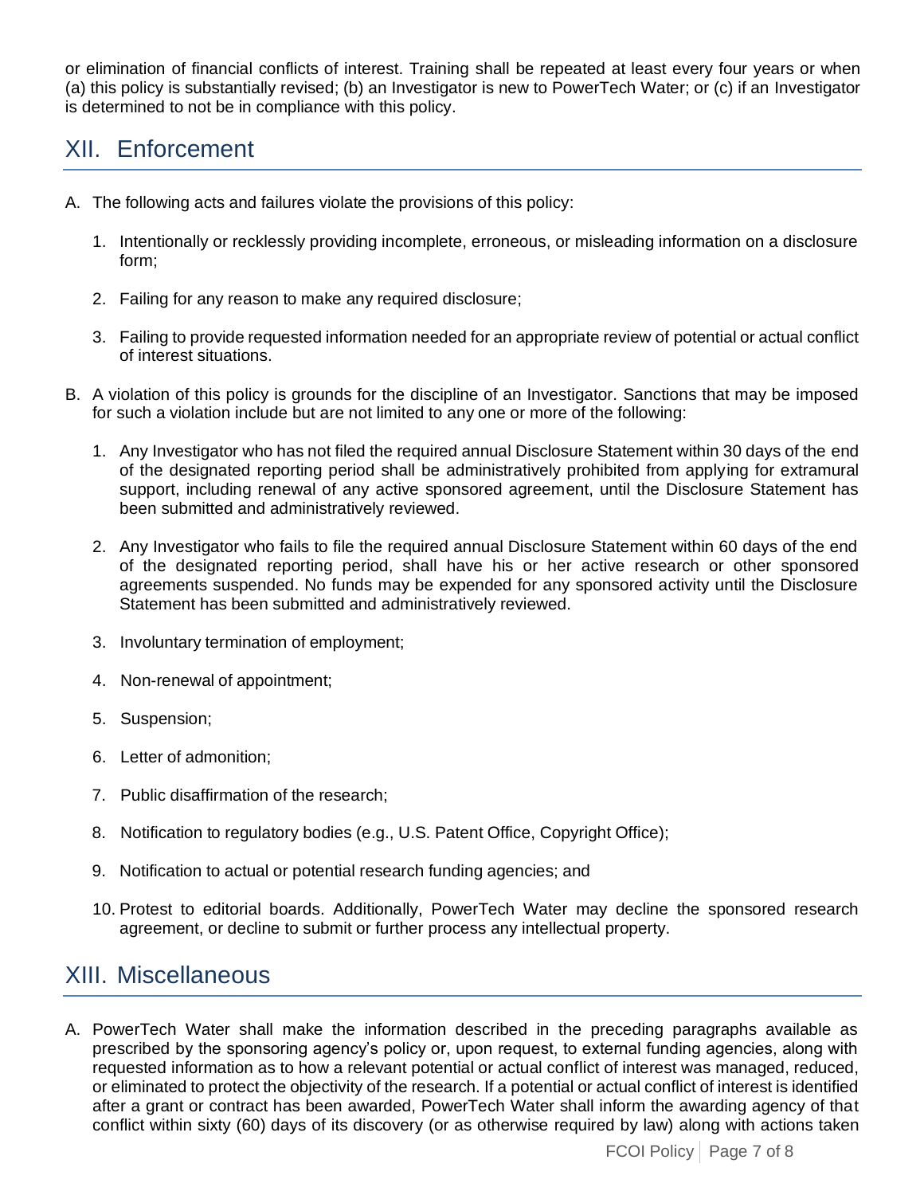or elimination of financial conflicts of interest. Training shall be repeated at least every four years or when (a) this policy is substantially revised; (b) an Investigator is new to PowerTech Water; or (c) if an Investigator is determined to not be in compliance with this policy.

## XII. Enforcement

A. The following acts and failures violate the provisions of this policy:

   1. Intentionally or recklessly providing incomplete, erroneous, or misleading information on a disclosure form;

   2. Failing for any reason to make any required disclosure;

   3. Failing to provide requested information needed for an appropriate review of potential or actual conflict of interest situations.

B. A violation of this policy is grounds for the discipline of an Investigator. Sanctions that may be imposed for such a violation include but are not limited to any one or more of the following:

   1. Any Investigator who has not filed the required annual Disclosure Statement within 30 days of the end of the designated reporting period shall be administratively prohibited from applying for extramural support, including renewal of any active sponsored agreement, until the Disclosure Statement has been submitted and administratively reviewed.

   2. Any Investigator who fails to file the required annual Disclosure Statement within 60 days of the end of the designated reporting period, shall have his or her active research or other sponsored agreements suspended. No funds may be expended for any sponsored activity until the Disclosure Statement has been submitted and administratively reviewed.

   3. Involuntary termination of employment;

   4. Non-renewal of appointment;

   5. Suspension;

   6. Letter of admonition;

   7. Public disaffirmation of the research;

   8. Notification to regulatory bodies (e.g., U.S. Patent Office, Copyright Office);

   9. Notification to actual or potential research funding agencies; and

   10. Protest to editorial boards. Additionally, PowerTech Water may decline the sponsored research agreement, or decline to submit or further process any intellectual property.

## XIII. Miscellaneous

A. PowerTech Water shall make the information described in the preceding paragraphs available as prescribed by the sponsoring agency's policy or, upon request, to external funding agencies, along with requested information as to how a relevant potential or actual conflict of interest was managed, reduced, or eliminated to protect the objectivity of the research. If a potential or actual conflict of interest is identified after a grant or contract has been awarded, PowerTech Water shall inform the awarding agency of that conflict within sixty (60) days of its discovery (or as otherwise required by law) along with actions taken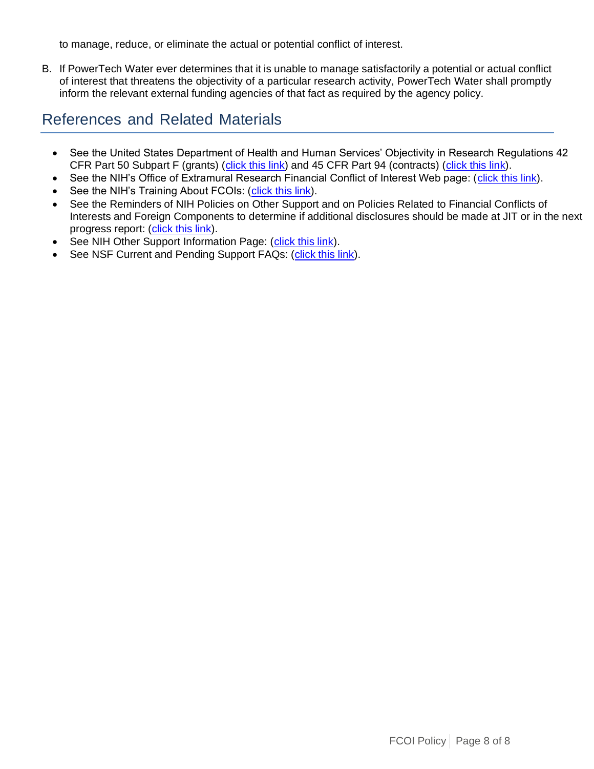to manage, reduce, or eliminate the actual or potential conflict of interest.

B. If PowerTech Water ever determines that it is unable to manage satisfactorily a potential or actual conflict of interest that threatens the objectivity of a particular research activity, PowerTech Water shall promptly inform the relevant external funding agencies of that fact as required by the agency policy.

## References and Related Materials

- See the United States Department of Health and Human Services' Objectivity in Research Regulations 42 CFR Part 50 Subpart F (grants) (click this link) and 45 CFR Part 94 (contracts) (click this link).
- See the NIH's Office of Extramural Research Financial Conflict of Interest Web page: (click this link).
- See the NIH's Training About FCOIs: (click this link).
- See the Reminders of NIH Policies on Other Support and on Policies Related to Financial Conflicts of Interests and Foreign Components to determine if additional disclosures should be made at JIT or in the next progress report: (click this link).
- See NIH Other Support Information Page: (click this link).
- See NSF Current and Pending Support FAQs: (click this link).